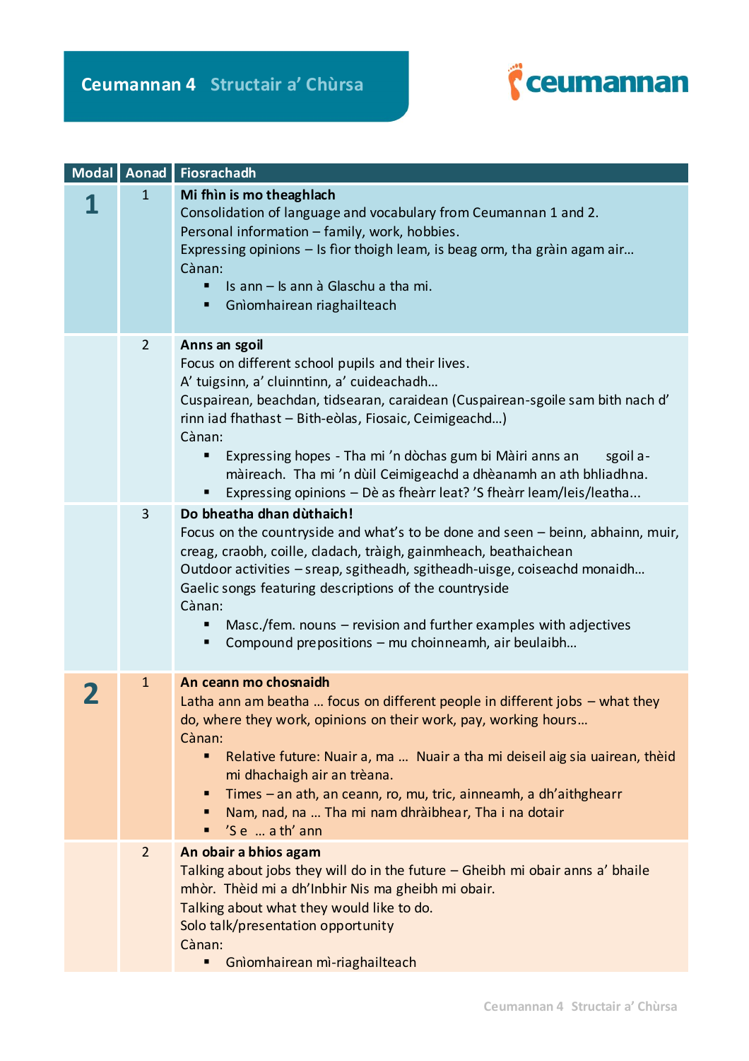# Ceumannan 4 Structair a' Chùrsa

| Modal | Aonad | Fiosrachadh |
| --- | --- | --- |
| **1** | 1 | **Mi fhìn is mo theaghlach**<br>Consolidation of language and vocabulary from Ceumannan 1 and 2.<br>Personal information – family, work, hobbies.<br>Expressing opinions – Is fìor thoigh leam, is beag orm, tha gràin agam air…<br>Cànan:<br>▪ Is ann – Is ann à Glaschu a tha mi.<br>▪ Gnìomhairean riaghailteach |
| | 2 | **Anns an sgoil**<br>Focus on different school pupils and their lives.<br>A' tuigsinn, a' cluinntinn, a' cuideachadh…<br>Cuspairean, beachdan, tidsearan, caraidean (Cuspairean-sgoile sam bith nach d' rinn iad fhathast – Bith-eòlas, Fiosaic, Ceimigeachd…)<br>Cànan:<br>▪ Expressing hopes - Tha mi 'n dòchas gum bi Màiri anns an sgoil a-màireach. Tha mi 'n dùil Ceimigeachd a dhèanamh an ath bhliadhna.<br>▪ Expressing opinions – Dè as fheàrr leat? 'S fheàrr leam/leis/leatha… |
| | 3 | **Do bheatha dhan dùthaich!**<br>Focus on the countryside and what's to be done and seen – beinn, abhainn, muir, creag, craobh, coille, cladach, tràigh, gainmheach, beathaichean<br>Outdoor activities – sreap, sgitheadh, sgitheadh-uisge, coiseachd monaidh…<br>Gaelic songs featuring descriptions of the countryside<br>Cànan:<br>▪ Masc./fem. nouns – revision and further examples with adjectives<br>▪ Compound prepositions – mu choinneamh, air beulaibh… |
| **2** | 1 | **An ceann mo chosnaidh**<br>Latha ann am beatha … focus on different people in different jobs – what they do, where they work, opinions on their work, pay, working hours…<br>Cànan:<br>▪ Relative future: Nuair a, ma … Nuair a tha mi deiseil aig sia uairean, thèid mi dhachaigh air an trèana.<br>▪ Times – an ath, an ceann, ro, mu, tric, ainneamh, a dh'aithghearr<br>▪ Nam, nad, na … Tha mi nam dhràibhear, Tha i na dotair<br>▪ 'S e … a th' ann |
| | 2 | **An obair a bhios agam**<br>Talking about jobs they will do in the future – Gheibh mi obair anns a' bhaile mhòr. Thèid mi a dh'Inbhir Nis ma gheibh mi obair.<br>Talking about what they would like to do.<br>Solo talk/presentation opportunity<br>Cànan:<br>▪ Gnìomhairean mì-riaghailteach |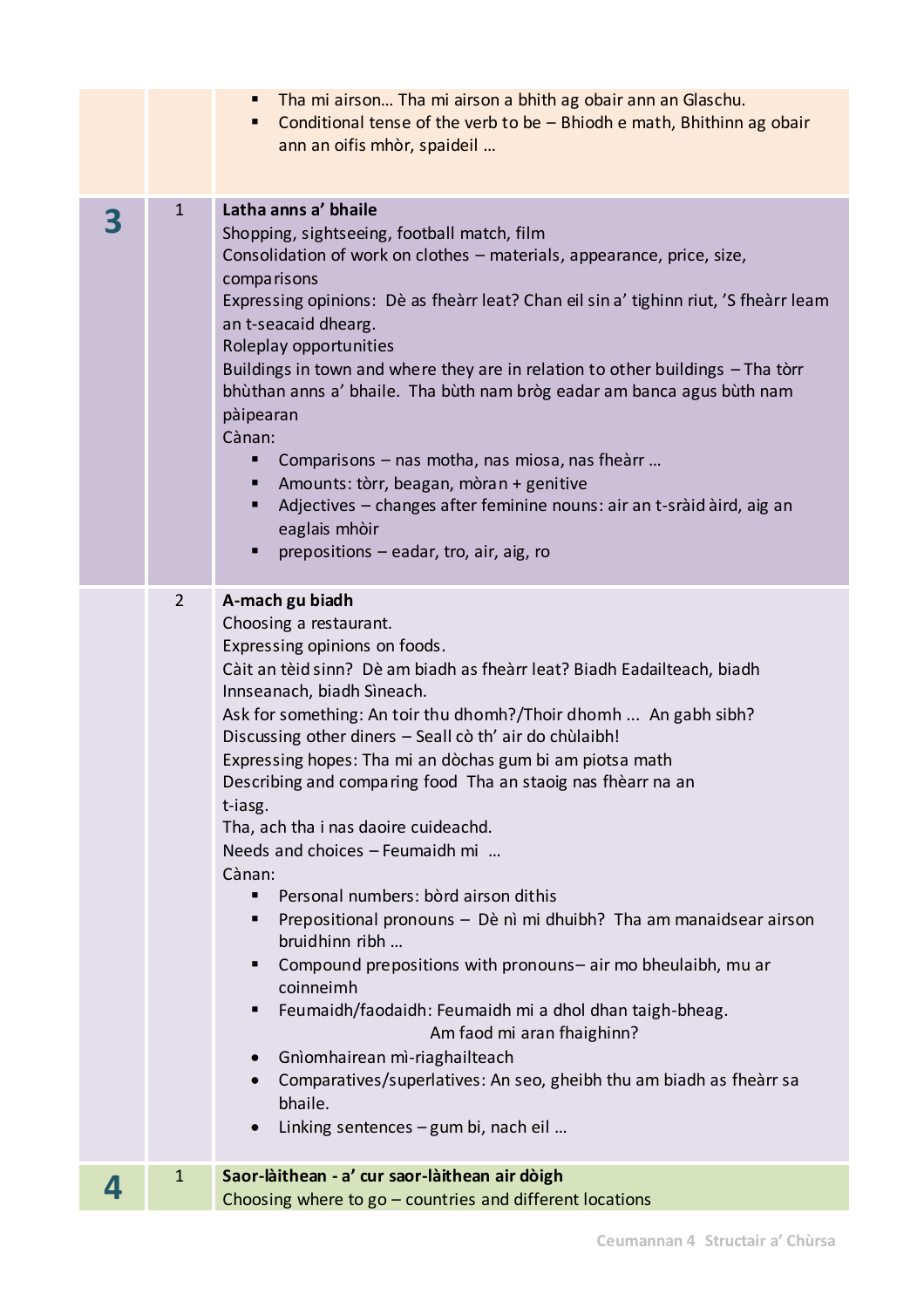| | | |
|---|---|---|
| | | ▪ Tha mi airson… Tha mi airson a bhith ag obair ann an Glaschu.<br>▪ Conditional tense of the verb to be – Bhiodh e math, Bhithinn ag obair ann an oifis mhòr, spaideil … |
| **3** | 1 | **Latha anns a' bhaile**<br>Shopping, sightseeing, football match, film<br>Consolidation of work on clothes – materials, appearance, price, size, comparisons<br>Expressing opinions: Dè as fheàrr leat? Chan eil sin a' tighinn riut, 'S fheàrr leam an t-seacaid dhearg.<br>Roleplay opportunities<br>Buildings in town and where they are in relation to other buildings – Tha tòrr bhùthan anns a' bhaile. Tha bùth nam bròg eadar am banca agus bùth nam pàipearan<br>Cànan:<br>▪ Comparisons – nas motha, nas miosa, nas fheàrr …<br>▪ Amounts: tòrr, beagan, mòran + genitive<br>▪ Adjectives – changes after feminine nouns: air an t-sràid àird, aig an eaglais mhòir<br>▪ prepositions – eadar, tro, air, aig, ro |
| | 2 | **A-mach gu biadh**<br>Choosing a restaurant.<br>Expressing opinions on foods.<br>Càit an tèid sinn? Dè am biadh as fheàrr leat? Biadh Eadailteach, biadh Innseanach, biadh Sìneach.<br>Ask for something: An toir thu dhomh?/Thoir dhomh … An gabh sibh?<br>Discussing other diners – Seall cò th' air do chùlaibh!<br>Expressing hopes: Tha mi an dòchas gum bi am piotsa math<br>Describing and comparing food Tha an staoig nas fhèarr na an t-iasg.<br>Tha, ach tha i nas daoire cuideachd.<br>Needs and choices – Feumaidh mi …<br>Cànan:<br>▪ Personal numbers: bòrd airson dithis<br>▪ Prepositional pronouns – Dè nì mi dhuibh? Tha am manaidsear airson bruidhinn ribh …<br>▪ Compound prepositions with pronouns– air mo bheulaibh, mu ar coinneimh<br>▪ Feumaidh/faodaidh: Feumaidh mi a dhol dhan taigh-bheag. Am faod mi aran fhaighinn?<br>• Gnìomhairean mì-riaghailteach<br>• Comparatives/superlatives: An seo, gheibh thu am biadh as fheàrr sa bhaile.<br>• Linking sentences – gum bi, nach eil … |
| **4** | 1 | **Saor-làithean - a' cur saor-làithean air dòigh**<br>Choosing where to go – countries and different locations |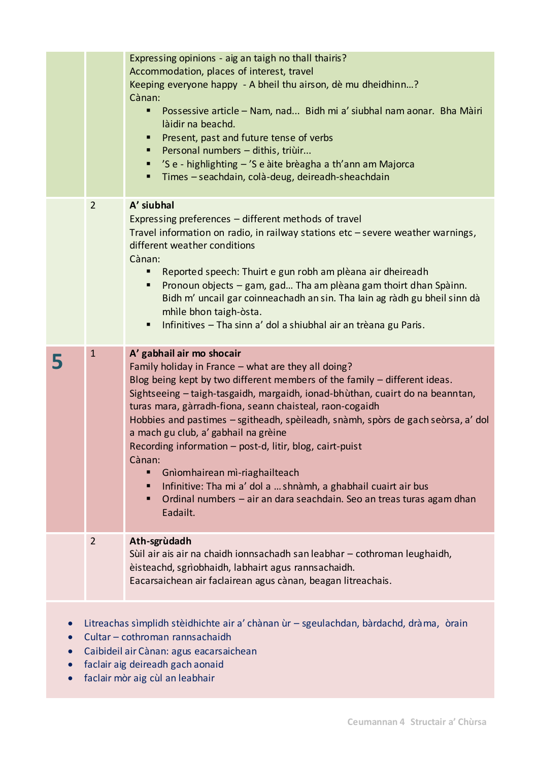| | | |
|---|---|---|
| | | Expressing opinions - aig an taigh no thall thairis?<br>Accommodation, places of interest, travel<br>Keeping everyone happy - A bheil thu airson, dè mu dheidhinn…?<br>Cànan:<br>▪ Possessive article – Nam, nad... Bidh mi a' siubhal nam aonar. Bha Màiri làidir na beachd.<br>▪ Present, past and future tense of verbs<br>▪ Personal numbers – dithis, triùir...<br>▪ 'S e - highlighting – 'S e àite brèagha a th'ann am Majorca<br>▪ Times – seachdain, colà-deug, deireadh-sheachdain |
| | 2 | **A' siubhal**<br>Expressing preferences – different methods of travel<br>Travel information on radio, in railway stations etc – severe weather warnings, different weather conditions<br>Cànan:<br>▪ Reported speech: Thuirt e gun robh am plèana air dheireadh<br>▪ Pronoun objects – gam, gad... Tha am plèana gam thoirt dhan Spàinn. Bidh m' uncail gar coinneachadh an sin. Tha Iain ag ràdh gu bheil sinn dà mhìle bhon taigh-òsta.<br>▪ Infinitives – Tha sinn a' dol a shiubhal air an trèana gu Paris. |
| **5** | 1 | **A' gabhail air mo shocair**<br>Family holiday in France – what are they all doing?<br>Blog being kept by two different members of the family – different ideas.<br>Sightseeing – taigh-tasgaidh, margaidh, ionad-bhùthan, cuairt do na beanntan, turas mara, gàrradh-fìona, seann chaisteal, raon-cogaidh<br>Hobbies and pastimes – sgitheadh, spèileadh, snàmh, spòrs de gach seòrsa, a' dol a mach gu club, a' gabhail na grèine<br>Recording information – post-d, litir, blog, cairt-puist<br>Cànan:<br>▪ Gnìomhairean mì-riaghailteach<br>▪ Infinitive: Tha mi a' dol a ... shnàmh, a ghabhail cuairt air bus<br>▪ Ordinal numbers – air an dara seachdain. Seo an treas turas agam dhan Eadailt. |
| | 2 | **Ath-sgrùdadh**<br>Sùil air ais air na chaidh ionnsachadh san leabhar – cothroman leughaidh, èisteachd, sgrìobhaidh, labhairt agus rannsachaidh.<br>Eacarsaichean air faclairean agus cànan, beagan litreachais. |

- Litreachas sìmplidh stèidhichte air a' chànan ùr – sgeulachdan, bàrdachd, dràma, òrain
- Cultar – cothroman rannsachaidh
- Caibideil air Cànan: agus eacarsaichean
- faclair aig deireadh gach aonaid
- faclair mòr aig cùl an leabhair